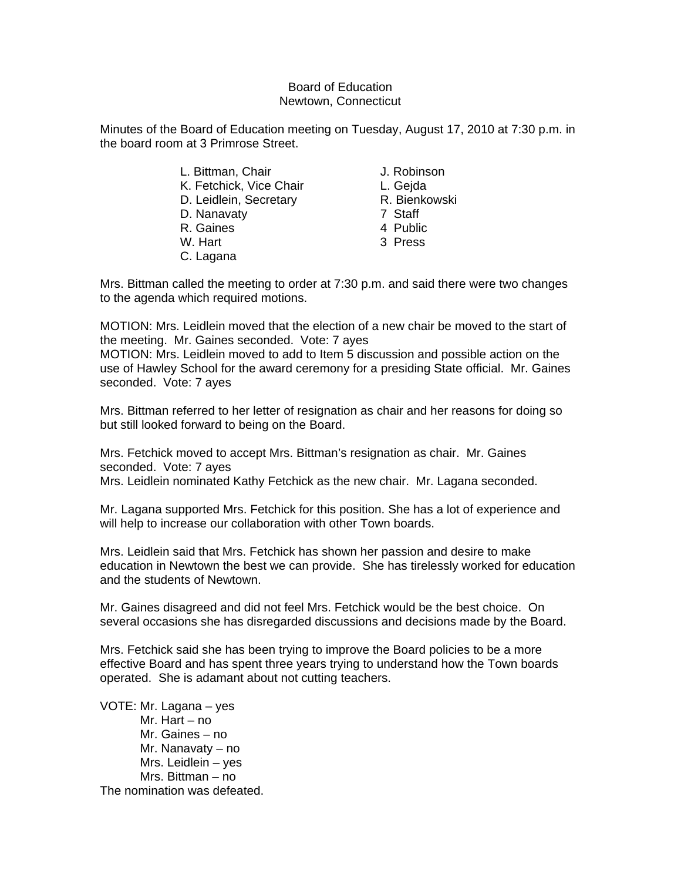Board of Education
Newtown, Connecticut

Minutes of the Board of Education meeting on Tuesday, August 17, 2010 at 7:30 p.m. in the board room at 3 Primrose Street.

| | |
|---|---|
| L. Bittman, Chair | J. Robinson |
| K. Fetchick, Vice Chair | L. Gejda |
| D. Leidlein, Secretary | R. Bienkowski |
| D. Nanavaty | 7 Staff |
| R. Gaines | 4 Public |
| W. Hart | 3 Press |
| C. Lagana | |

Mrs. Bittman called the meeting to order at 7:30 p.m. and said there were two changes to the agenda which required motions.

MOTION: Mrs. Leidlein moved that the election of a new chair be moved to the start of the meeting. Mr. Gaines seconded. Vote: 7 ayes
MOTION: Mrs. Leidlein moved to add to Item 5 discussion and possible action on the use of Hawley School for the award ceremony for a presiding State official. Mr. Gaines seconded. Vote: 7 ayes

Mrs. Bittman referred to her letter of resignation as chair and her reasons for doing so but still looked forward to being on the Board.

Mrs. Fetchick moved to accept Mrs. Bittman's resignation as chair. Mr. Gaines seconded. Vote: 7 ayes
Mrs. Leidlein nominated Kathy Fetchick as the new chair. Mr. Lagana seconded.

Mr. Lagana supported Mrs. Fetchick for this position. She has a lot of experience and will help to increase our collaboration with other Town boards.

Mrs. Leidlein said that Mrs. Fetchick has shown her passion and desire to make education in Newtown the best we can provide. She has tirelessly worked for education and the students of Newtown.

Mr. Gaines disagreed and did not feel Mrs. Fetchick would be the best choice. On several occasions she has disregarded discussions and decisions made by the Board.

Mrs. Fetchick said she has been trying to improve the Board policies to be a more effective Board and has spent three years trying to understand how the Town boards operated. She is adamant about not cutting teachers.

VOTE: Mr. Lagana – yes
Mr. Hart – no
Mr. Gaines – no
Mr. Nanavaty – no
Mrs. Leidlein – yes
Mrs. Bittman – no

The nomination was defeated.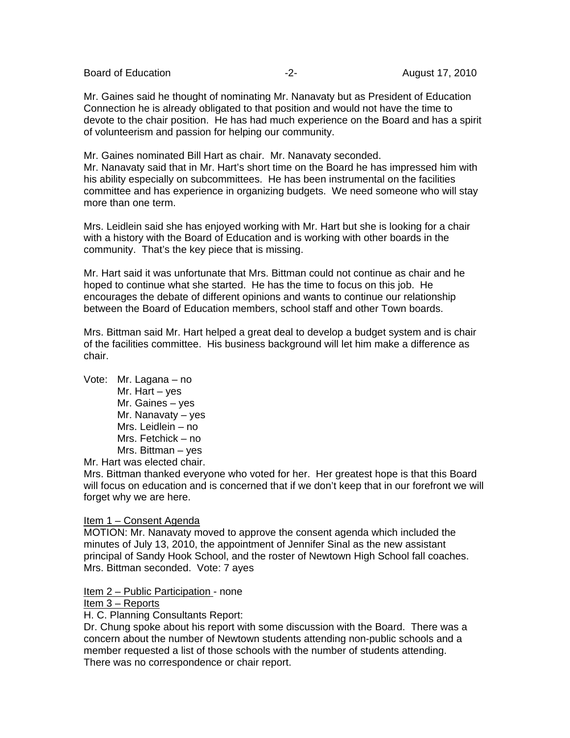Mr. Gaines said he thought of nominating Mr. Nanavaty but as President of Education Connection he is already obligated to that position and would not have the time to devote to the chair position. He has had much experience on the Board and has a spirit of volunteerism and passion for helping our community.

Mr. Gaines nominated Bill Hart as chair. Mr. Nanavaty seconded.
Mr. Nanavaty said that in Mr. Hart's short time on the Board he has impressed him with his ability especially on subcommittees. He has been instrumental on the facilities committee and has experience in organizing budgets. We need someone who will stay more than one term.

Mrs. Leidlein said she has enjoyed working with Mr. Hart but she is looking for a chair with a history with the Board of Education and is working with other boards in the community. That's the key piece that is missing.

Mr. Hart said it was unfortunate that Mrs. Bittman could not continue as chair and he hoped to continue what she started. He has the time to focus on this job. He encourages the debate of different opinions and wants to continue our relationship between the Board of Education members, school staff and other Town boards.

Mrs. Bittman said Mr. Hart helped a great deal to develop a budget system and is chair of the facilities committee. His business background will let him make a difference as chair.

Vote: Mr. Lagana – no
Mr. Hart – yes
Mr. Gaines – yes
Mr. Nanavaty – yes
Mrs. Leidlein – no
Mrs. Fetchick – no
Mrs. Bittman – yes

Mr. Hart was elected chair.
Mrs. Bittman thanked everyone who voted for her. Her greatest hope is that this Board will focus on education and is concerned that if we don't keep that in our forefront we will forget why we are here.

Item 1 – Consent Agenda
MOTION: Mr. Nanavaty moved to approve the consent agenda which included the minutes of July 13, 2010, the appointment of Jennifer Sinal as the new assistant principal of Sandy Hook School, and the roster of Newtown High School fall coaches. Mrs. Bittman seconded. Vote: 7 ayes

Item 2 – Public Participation - none
Item 3 – Reports
H. C. Planning Consultants Report:
Dr. Chung spoke about his report with some discussion with the Board. There was a concern about the number of Newtown students attending non-public schools and a member requested a list of those schools with the number of students attending.
There was no correspondence or chair report.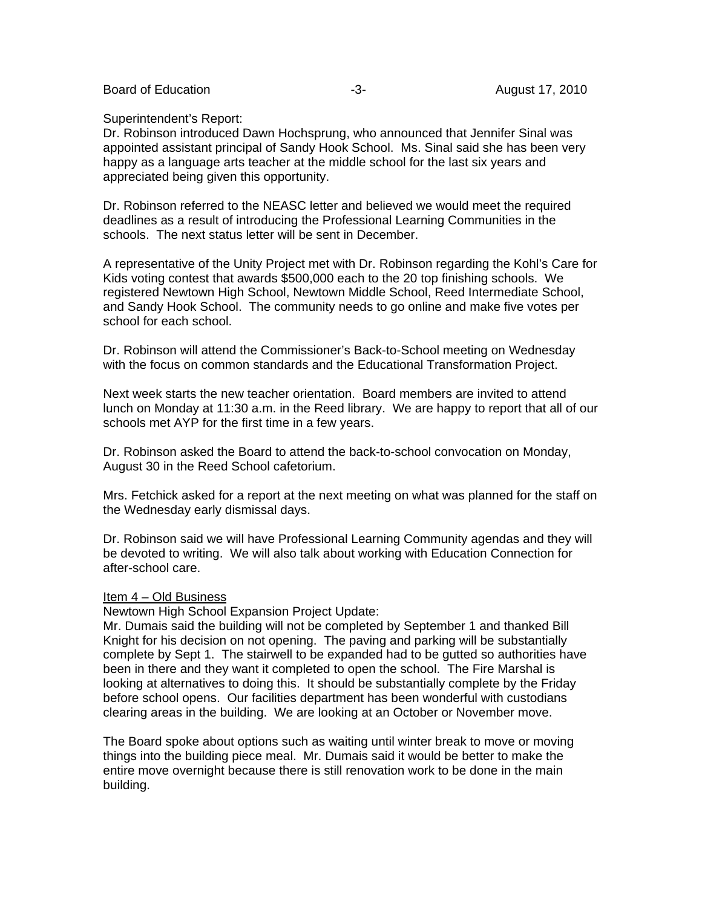Superintendent's Report:
Dr. Robinson introduced Dawn Hochsprung, who announced that Jennifer Sinal was appointed assistant principal of Sandy Hook School. Ms. Sinal said she has been very happy as a language arts teacher at the middle school for the last six years and appreciated being given this opportunity.

Dr. Robinson referred to the NEASC letter and believed we would meet the required deadlines as a result of introducing the Professional Learning Communities in the schools. The next status letter will be sent in December.

A representative of the Unity Project met with Dr. Robinson regarding the Kohl's Care for Kids voting contest that awards $500,000 each to the 20 top finishing schools. We registered Newtown High School, Newtown Middle School, Reed Intermediate School, and Sandy Hook School. The community needs to go online and make five votes per school for each school.

Dr. Robinson will attend the Commissioner's Back-to-School meeting on Wednesday with the focus on common standards and the Educational Transformation Project.

Next week starts the new teacher orientation. Board members are invited to attend lunch on Monday at 11:30 a.m. in the Reed library. We are happy to report that all of our schools met AYP for the first time in a few years.

Dr. Robinson asked the Board to attend the back-to-school convocation on Monday, August 30 in the Reed School cafetorium.

Mrs. Fetchick asked for a report at the next meeting on what was planned for the staff on the Wednesday early dismissal days.

Dr. Robinson said we will have Professional Learning Community agendas and they will be devoted to writing. We will also talk about working with Education Connection for after-school care.

<u>Item 4 – Old Business</u>

Newtown High School Expansion Project Update:
Mr. Dumais said the building will not be completed by September 1 and thanked Bill Knight for his decision on not opening. The paving and parking will be substantially complete by Sept 1. The stairwell to be expanded had to be gutted so authorities have been in there and they want it completed to open the school. The Fire Marshal is looking at alternatives to doing this. It should be substantially complete by the Friday before school opens. Our facilities department has been wonderful with custodians clearing areas in the building. We are looking at an October or November move.

The Board spoke about options such as waiting until winter break to move or moving things into the building piece meal. Mr. Dumais said it would be better to make the entire move overnight because there is still renovation work to be done in the main building.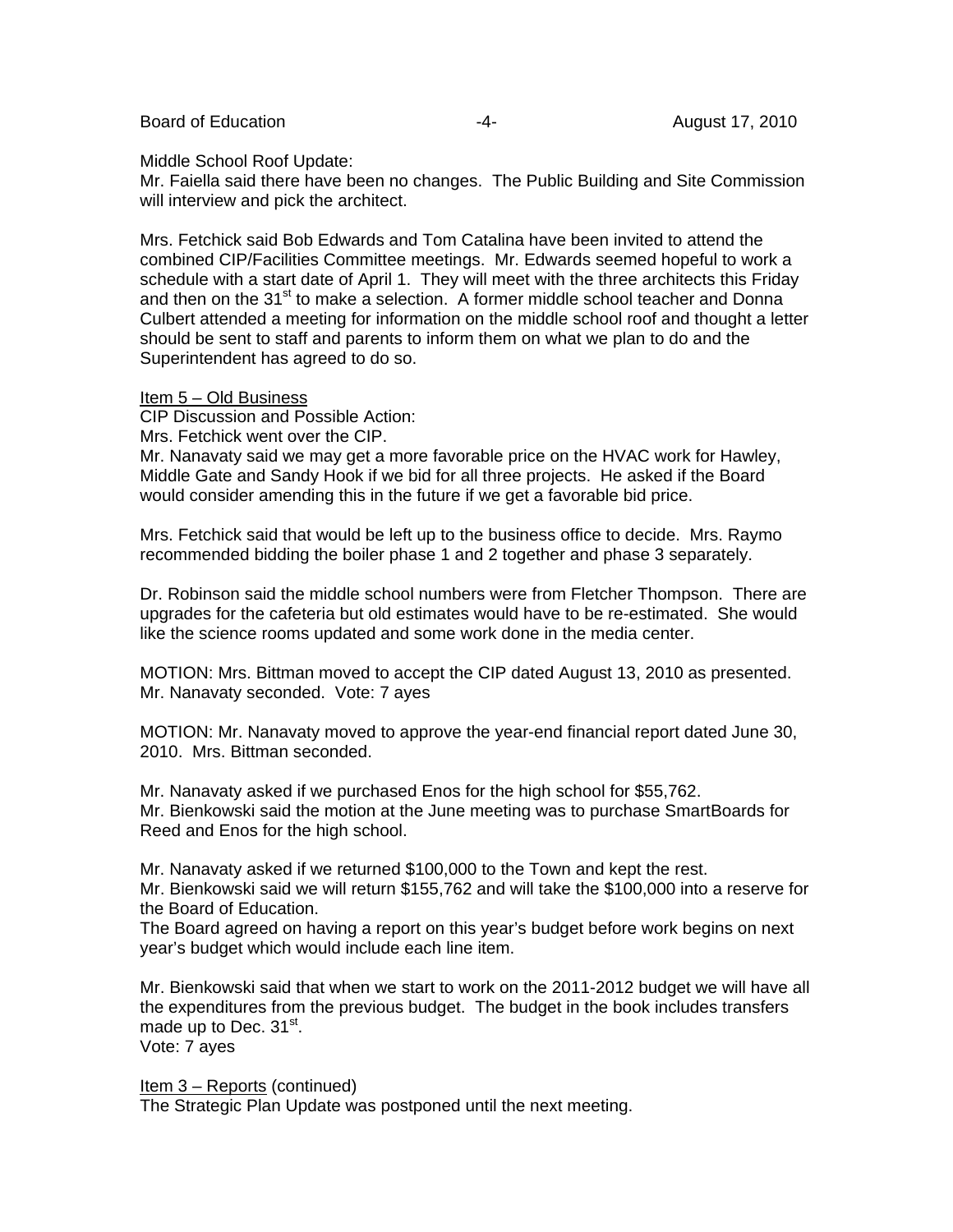Middle School Roof Update:
Mr. Faiella said there have been no changes. The Public Building and Site Commission will interview and pick the architect.

Mrs. Fetchick said Bob Edwards and Tom Catalina have been invited to attend the combined CIP/Facilities Committee meetings. Mr. Edwards seemed hopeful to work a schedule with a start date of April 1. They will meet with the three architects this Friday and then on the 31st to make a selection. A former middle school teacher and Donna Culbert attended a meeting for information on the middle school roof and thought a letter should be sent to staff and parents to inform them on what we plan to do and the Superintendent has agreed to do so.

Item 5 – Old Business

CIP Discussion and Possible Action:
Mrs. Fetchick went over the CIP.
Mr. Nanavaty said we may get a more favorable price on the HVAC work for Hawley, Middle Gate and Sandy Hook if we bid for all three projects. He asked if the Board would consider amending this in the future if we get a favorable bid price.

Mrs. Fetchick said that would be left up to the business office to decide. Mrs. Raymo recommended bidding the boiler phase 1 and 2 together and phase 3 separately.

Dr. Robinson said the middle school numbers were from Fletcher Thompson. There are upgrades for the cafeteria but old estimates would have to be re-estimated. She would like the science rooms updated and some work done in the media center.

MOTION: Mrs. Bittman moved to accept the CIP dated August 13, 2010 as presented. Mr. Nanavaty seconded. Vote: 7 ayes

MOTION: Mr. Nanavaty moved to approve the year-end financial report dated June 30, 2010. Mrs. Bittman seconded.

Mr. Nanavaty asked if we purchased Enos for the high school for $55,762.
Mr. Bienkowski said the motion at the June meeting was to purchase SmartBoards for Reed and Enos for the high school.

Mr. Nanavaty asked if we returned $100,000 to the Town and kept the rest.
Mr. Bienkowski said we will return $155,762 and will take the $100,000 into a reserve for the Board of Education.
The Board agreed on having a report on this year's budget before work begins on next year's budget which would include each line item.

Mr. Bienkowski said that when we start to work on the 2011-2012 budget we will have all the expenditures from the previous budget. The budget in the book includes transfers made up to Dec. 31st.
Vote: 7 ayes

Item 3 – Reports (continued)
The Strategic Plan Update was postponed until the next meeting.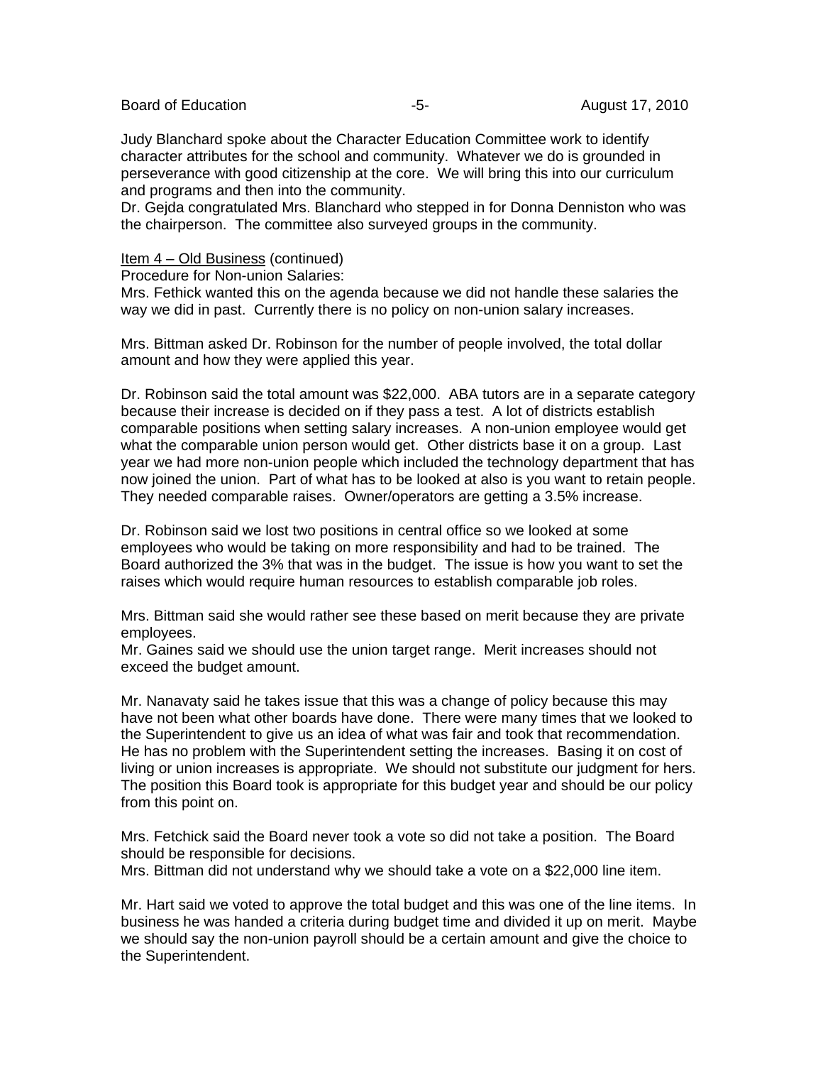Judy Blanchard spoke about the Character Education Committee work to identify character attributes for the school and community. Whatever we do is grounded in perseverance with good citizenship at the core. We will bring this into our curriculum and programs and then into the community.
Dr. Gejda congratulated Mrs. Blanchard who stepped in for Donna Denniston who was the chairperson. The committee also surveyed groups in the community.

Item 4 – Old Business (continued)
Procedure for Non-union Salaries:
Mrs. Fethick wanted this on the agenda because we did not handle these salaries the way we did in past. Currently there is no policy on non-union salary increases.

Mrs. Bittman asked Dr. Robinson for the number of people involved, the total dollar amount and how they were applied this year.

Dr. Robinson said the total amount was $22,000. ABA tutors are in a separate category because their increase is decided on if they pass a test. A lot of districts establish comparable positions when setting salary increases. A non-union employee would get what the comparable union person would get. Other districts base it on a group. Last year we had more non-union people which included the technology department that has now joined the union. Part of what has to be looked at also is you want to retain people. They needed comparable raises. Owner/operators are getting a 3.5% increase.

Dr. Robinson said we lost two positions in central office so we looked at some employees who would be taking on more responsibility and had to be trained. The Board authorized the 3% that was in the budget. The issue is how you want to set the raises which would require human resources to establish comparable job roles.

Mrs. Bittman said she would rather see these based on merit because they are private employees.
Mr. Gaines said we should use the union target range. Merit increases should not exceed the budget amount.

Mr. Nanavaty said he takes issue that this was a change of policy because this may have not been what other boards have done. There were many times that we looked to the Superintendent to give us an idea of what was fair and took that recommendation. He has no problem with the Superintendent setting the increases. Basing it on cost of living or union increases is appropriate. We should not substitute our judgment for hers. The position this Board took is appropriate for this budget year and should be our policy from this point on.

Mrs. Fetchick said the Board never took a vote so did not take a position. The Board should be responsible for decisions.
Mrs. Bittman did not understand why we should take a vote on a $22,000 line item.

Mr. Hart said we voted to approve the total budget and this was one of the line items. In business he was handed a criteria during budget time and divided it up on merit. Maybe we should say the non-union payroll should be a certain amount and give the choice to the Superintendent.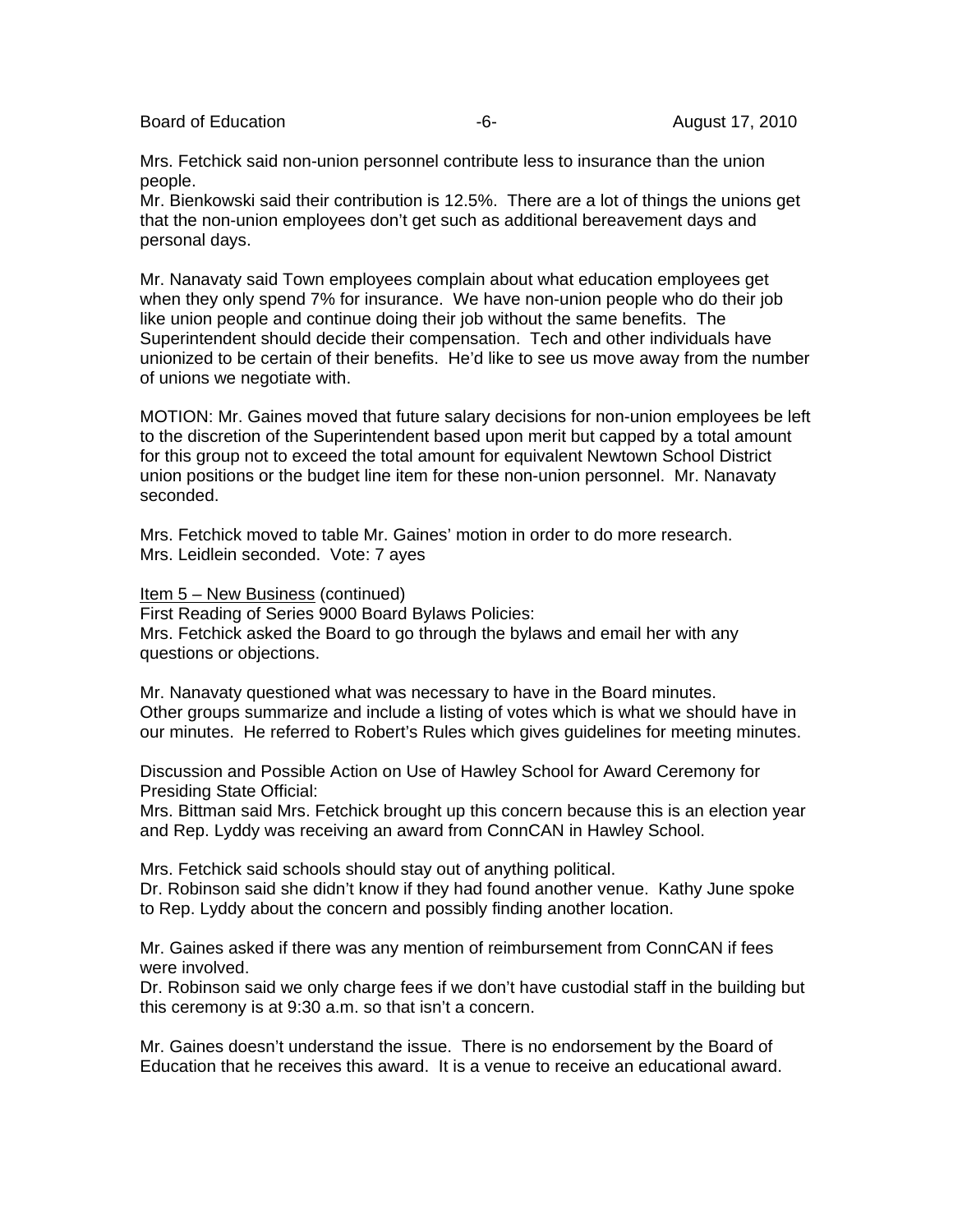Mrs. Fetchick said non-union personnel contribute less to insurance than the union people.
Mr. Bienkowski said their contribution is 12.5%. There are a lot of things the unions get that the non-union employees don't get such as additional bereavement days and personal days.

Mr. Nanavaty said Town employees complain about what education employees get when they only spend 7% for insurance. We have non-union people who do their job like union people and continue doing their job without the same benefits. The Superintendent should decide their compensation. Tech and other individuals have unionized to be certain of their benefits. He'd like to see us move away from the number of unions we negotiate with.

MOTION: Mr. Gaines moved that future salary decisions for non-union employees be left to the discretion of the Superintendent based upon merit but capped by a total amount for this group not to exceed the total amount for equivalent Newtown School District union positions or the budget line item for these non-union personnel. Mr. Nanavaty seconded.

Mrs. Fetchick moved to table Mr. Gaines' motion in order to do more research. Mrs. Leidlein seconded. Vote: 7 ayes

Item 5 – New Business (continued)
First Reading of Series 9000 Board Bylaws Policies:
Mrs. Fetchick asked the Board to go through the bylaws and email her with any questions or objections.

Mr. Nanavaty questioned what was necessary to have in the Board minutes. Other groups summarize and include a listing of votes which is what we should have in our minutes. He referred to Robert's Rules which gives guidelines for meeting minutes.

Discussion and Possible Action on Use of Hawley School for Award Ceremony for Presiding State Official:
Mrs. Bittman said Mrs. Fetchick brought up this concern because this is an election year and Rep. Lyddy was receiving an award from ConnCAN in Hawley School.

Mrs. Fetchick said schools should stay out of anything political.
Dr. Robinson said she didn't know if they had found another venue. Kathy June spoke to Rep. Lyddy about the concern and possibly finding another location.

Mr. Gaines asked if there was any mention of reimbursement from ConnCAN if fees were involved.
Dr. Robinson said we only charge fees if we don't have custodial staff in the building but this ceremony is at 9:30 a.m. so that isn't a concern.

Mr. Gaines doesn't understand the issue. There is no endorsement by the Board of Education that he receives this award. It is a venue to receive an educational award.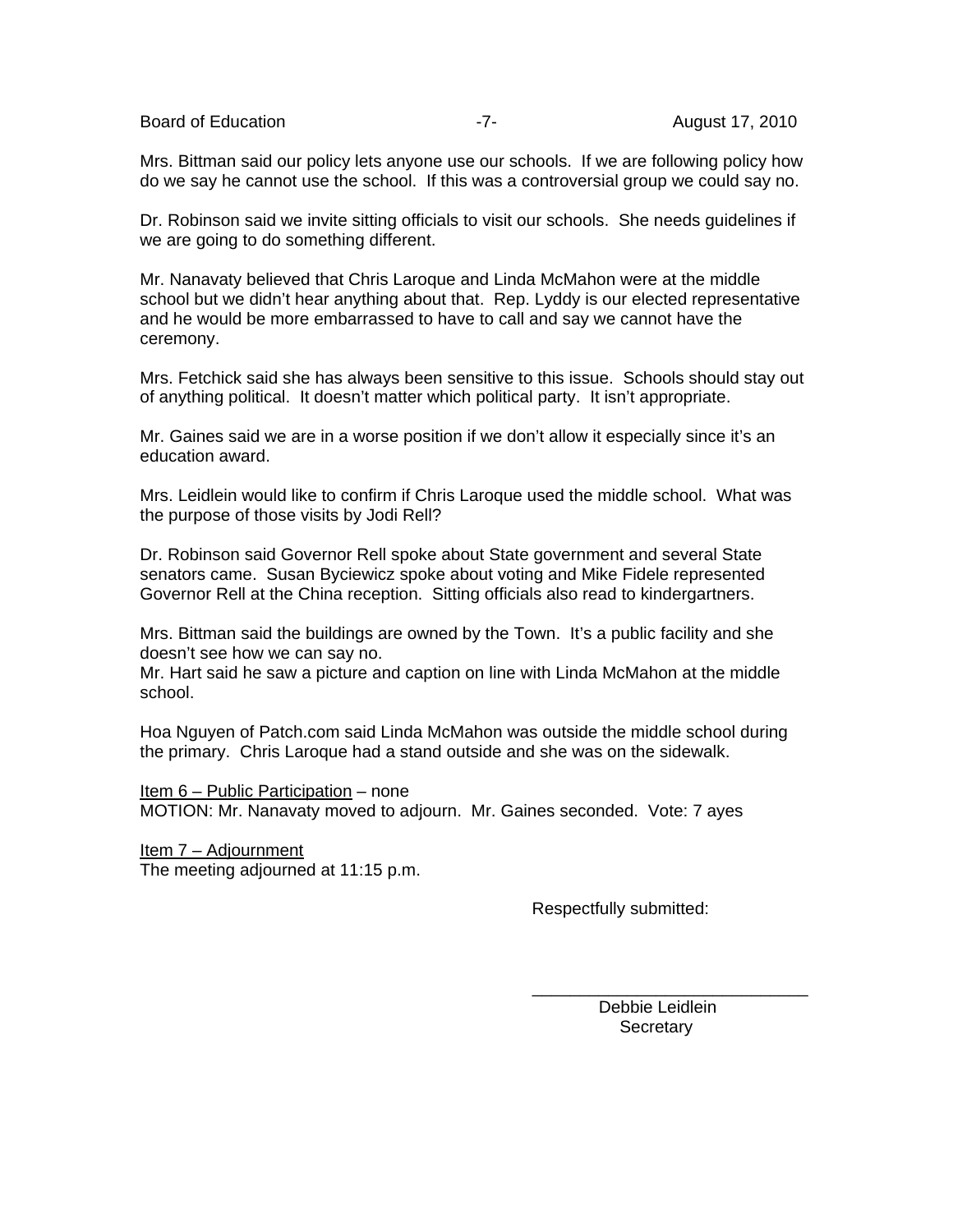Mrs. Bittman said our policy lets anyone use our schools. If we are following policy how do we say he cannot use the school. If this was a controversial group we could say no.

Dr. Robinson said we invite sitting officials to visit our schools. She needs guidelines if we are going to do something different.

Mr. Nanavaty believed that Chris Laroque and Linda McMahon were at the middle school but we didn't hear anything about that. Rep. Lyddy is our elected representative and he would be more embarrassed to have to call and say we cannot have the ceremony.

Mrs. Fetchick said she has always been sensitive to this issue. Schools should stay out of anything political. It doesn't matter which political party. It isn't appropriate.

Mr. Gaines said we are in a worse position if we don't allow it especially since it's an education award.

Mrs. Leidlein would like to confirm if Chris Laroque used the middle school. What was the purpose of those visits by Jodi Rell?

Dr. Robinson said Governor Rell spoke about State government and several State senators came. Susan Byciewicz spoke about voting and Mike Fidele represented Governor Rell at the China reception. Sitting officials also read to kindergartners.

Mrs. Bittman said the buildings are owned by the Town. It's a public facility and she doesn't see how we can say no.
Mr. Hart said he saw a picture and caption on line with Linda McMahon at the middle school.

Hoa Nguyen of Patch.com said Linda McMahon was outside the middle school during the primary. Chris Laroque had a stand outside and she was on the sidewalk.

<u>Item 6 – Public Participation</u> – none
MOTION: Mr. Nanavaty moved to adjourn. Mr. Gaines seconded. Vote: 7 ayes

<u>Item 7 – Adjournment</u>
The meeting adjourned at 11:15 p.m.

Respectfully submitted:

\_\_\_\_\_\_\_\_\_\_\_\_\_\_\_\_\_\_\_\_\_\_\_\_\_\_\_\_\_\_

Debbie Leidlein
Secretary